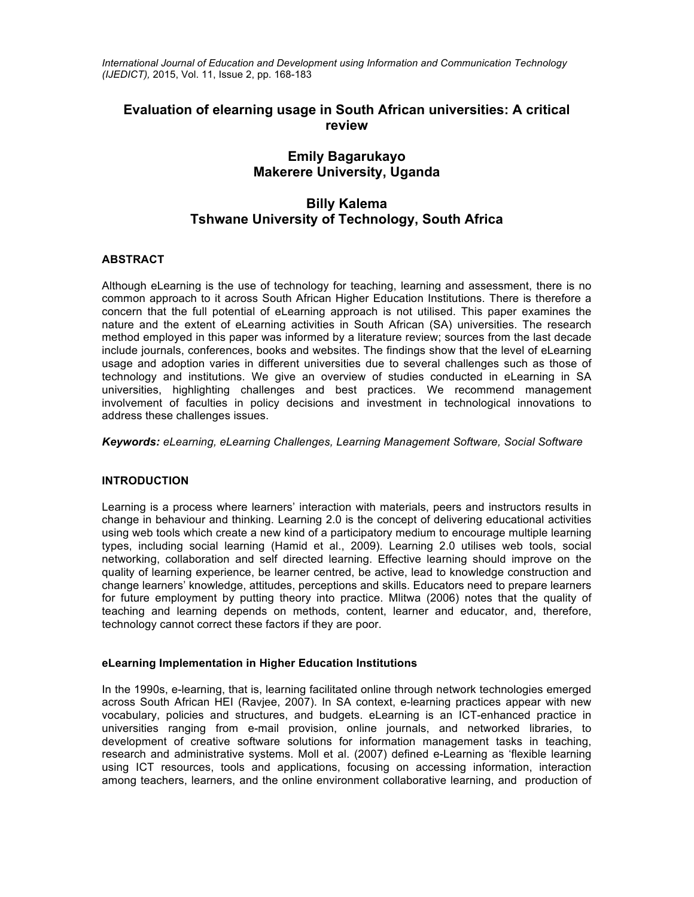# Evaluation of elearning usage in South African universities: A critical review

**Emily Bagarukayo**
**Makerere University, Uganda**

**Billy Kalema**
**Tshwane University of Technology, South Africa**

## ABSTRACT

Although eLearning is the use of technology for teaching, learning and assessment, there is no common approach to it across South African Higher Education Institutions. There is therefore a concern that the full potential of eLearning approach is not utilised. This paper examines the nature and the extent of eLearning activities in South African (SA) universities. The research method employed in this paper was informed by a literature review; sources from the last decade include journals, conferences, books and websites. The findings show that the level of eLearning usage and adoption varies in different universities due to several challenges such as those of technology and institutions. We give an overview of studies conducted in eLearning in SA universities, highlighting challenges and best practices. We recommend management involvement of faculties in policy decisions and investment in technological innovations to address these challenges issues.

***Keywords:*** *eLearning, eLearning Challenges, Learning Management Software, Social Software*

## INTRODUCTION

Learning is a process where learners' interaction with materials, peers and instructors results in change in behaviour and thinking. Learning 2.0 is the concept of delivering educational activities using web tools which create a new kind of a participatory medium to encourage multiple learning types, including social learning (Hamid et al., 2009). Learning 2.0 utilises web tools, social networking, collaboration and self directed learning. Effective learning should improve on the quality of learning experience, be learner centred, be active, lead to knowledge construction and change learners' knowledge, attitudes, perceptions and skills. Educators need to prepare learners for future employment by putting theory into practice. Mlitwa (2006) notes that the quality of teaching and learning depends on methods, content, learner and educator, and, therefore, technology cannot correct these factors if they are poor.

### eLearning Implementation in Higher Education Institutions

In the 1990s, e-learning, that is, learning facilitated online through network technologies emerged across South African HEI (Ravjee, 2007). In SA context, e-learning practices appear with new vocabulary, policies and structures, and budgets. eLearning is an ICT-enhanced practice in universities ranging from e-mail provision, online journals, and networked libraries, to development of creative software solutions for information management tasks in teaching, research and administrative systems. Moll et al. (2007) defined e-Learning as 'flexible learning using ICT resources, tools and applications, focusing on accessing information, interaction among teachers, learners, and the online environment collaborative learning, and production of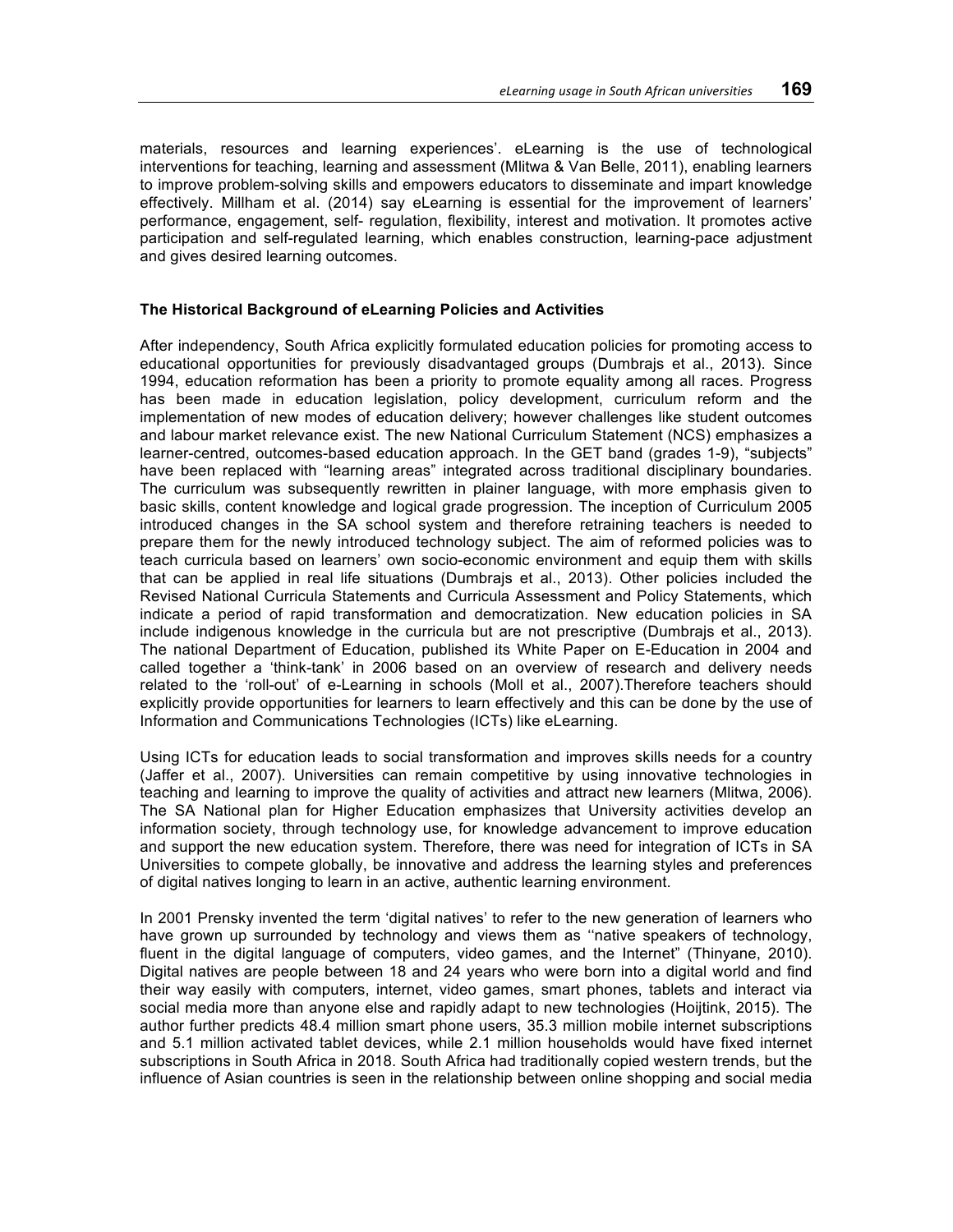materials, resources and learning experiences'. eLearning is the use of technological interventions for teaching, learning and assessment (Mlitwa & Van Belle, 2011), enabling learners to improve problem-solving skills and empowers educators to disseminate and impart knowledge effectively. Millham et al. (2014) say eLearning is essential for the improvement of learners' performance, engagement, self- regulation, flexibility, interest and motivation. It promotes active participation and self-regulated learning, which enables construction, learning-pace adjustment and gives desired learning outcomes.

### The Historical Background of eLearning Policies and Activities

After independency, South Africa explicitly formulated education policies for promoting access to educational opportunities for previously disadvantaged groups (Dumbrajs et al., 2013). Since 1994, education reformation has been a priority to promote equality among all races. Progress has been made in education legislation, policy development, curriculum reform and the implementation of new modes of education delivery; however challenges like student outcomes and labour market relevance exist. The new National Curriculum Statement (NCS) emphasizes a learner-centred, outcomes-based education approach. In the GET band (grades 1-9), "subjects" have been replaced with "learning areas" integrated across traditional disciplinary boundaries. The curriculum was subsequently rewritten in plainer language, with more emphasis given to basic skills, content knowledge and logical grade progression. The inception of Curriculum 2005 introduced changes in the SA school system and therefore retraining teachers is needed to prepare them for the newly introduced technology subject. The aim of reformed policies was to teach curricula based on learners' own socio-economic environment and equip them with skills that can be applied in real life situations (Dumbrajs et al., 2013). Other policies included the Revised National Curricula Statements and Curricula Assessment and Policy Statements, which indicate a period of rapid transformation and democratization. New education policies in SA include indigenous knowledge in the curricula but are not prescriptive (Dumbrajs et al., 2013). The national Department of Education, published its White Paper on E-Education in 2004 and called together a 'think-tank' in 2006 based on an overview of research and delivery needs related to the 'roll-out' of e-Learning in schools (Moll et al., 2007).Therefore teachers should explicitly provide opportunities for learners to learn effectively and this can be done by the use of Information and Communications Technologies (ICTs) like eLearning.

Using ICTs for education leads to social transformation and improves skills needs for a country (Jaffer et al., 2007). Universities can remain competitive by using innovative technologies in teaching and learning to improve the quality of activities and attract new learners (Mlitwa, 2006). The SA National plan for Higher Education emphasizes that University activities develop an information society, through technology use, for knowledge advancement to improve education and support the new education system. Therefore, there was need for integration of ICTs in SA Universities to compete globally, be innovative and address the learning styles and preferences of digital natives longing to learn in an active, authentic learning environment.

In 2001 Prensky invented the term 'digital natives' to refer to the new generation of learners who have grown up surrounded by technology and views them as ''native speakers of technology, fluent in the digital language of computers, video games, and the Internet" (Thinyane, 2010). Digital natives are people between 18 and 24 years who were born into a digital world and find their way easily with computers, internet, video games, smart phones, tablets and interact via social media more than anyone else and rapidly adapt to new technologies (Hoijtink, 2015). The author further predicts 48.4 million smart phone users, 35.3 million mobile internet subscriptions and 5.1 million activated tablet devices, while 2.1 million households would have fixed internet subscriptions in South Africa in 2018. South Africa had traditionally copied western trends, but the influence of Asian countries is seen in the relationship between online shopping and social media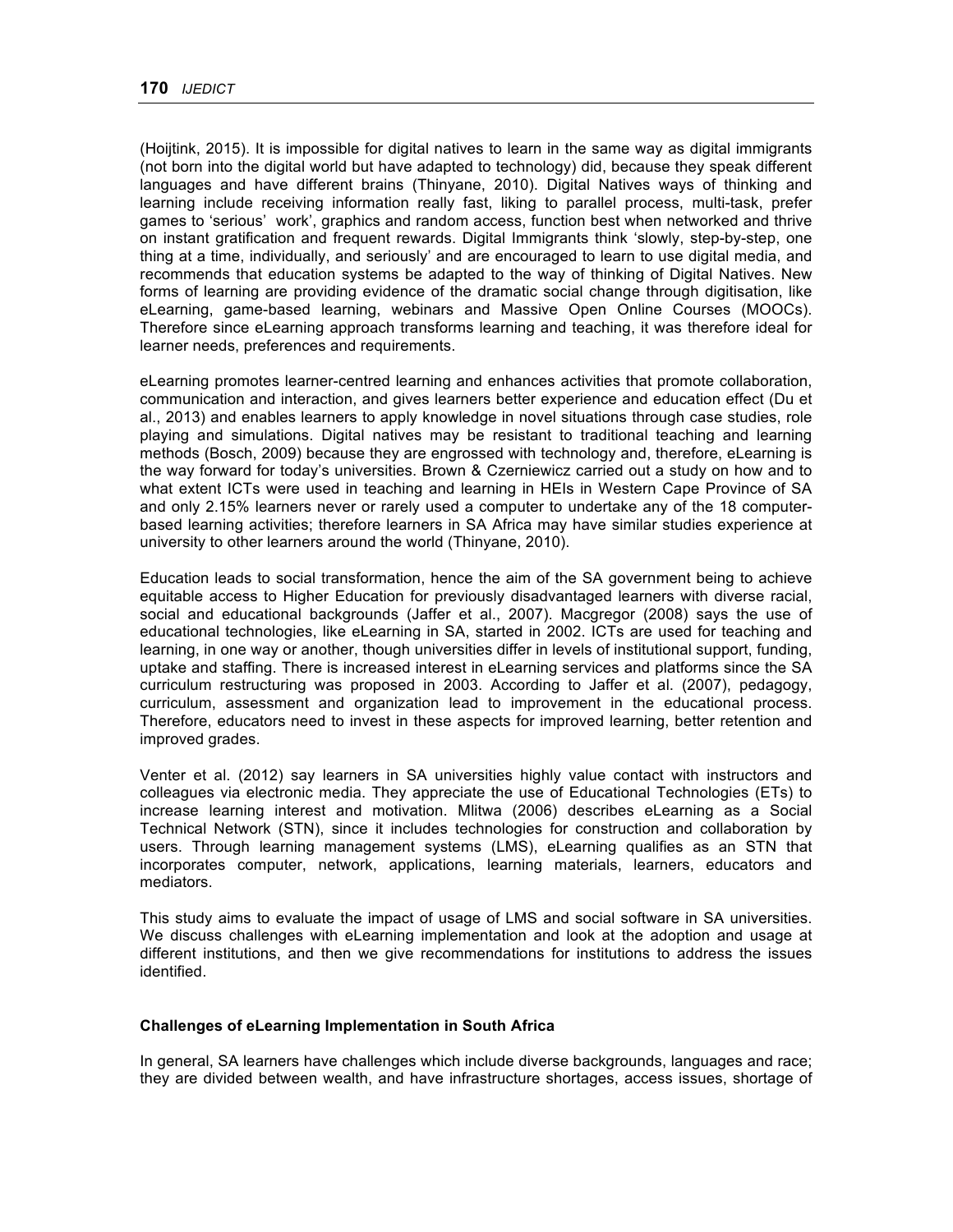(Hoijtink, 2015). It is impossible for digital natives to learn in the same way as digital immigrants (not born into the digital world but have adapted to technology) did, because they speak different languages and have different brains (Thinyane, 2010). Digital Natives ways of thinking and learning include receiving information really fast, liking to parallel process, multi-task, prefer games to 'serious' work', graphics and random access, function best when networked and thrive on instant gratification and frequent rewards. Digital Immigrants think 'slowly, step-by-step, one thing at a time, individually, and seriously' and are encouraged to learn to use digital media, and recommends that education systems be adapted to the way of thinking of Digital Natives. New forms of learning are providing evidence of the dramatic social change through digitisation, like eLearning, game-based learning, webinars and Massive Open Online Courses (MOOCs). Therefore since eLearning approach transforms learning and teaching, it was therefore ideal for learner needs, preferences and requirements.

eLearning promotes learner-centred learning and enhances activities that promote collaboration, communication and interaction, and gives learners better experience and education effect (Du et al., 2013) and enables learners to apply knowledge in novel situations through case studies, role playing and simulations. Digital natives may be resistant to traditional teaching and learning methods (Bosch, 2009) because they are engrossed with technology and, therefore, eLearning is the way forward for today's universities. Brown & Czerniewicz carried out a study on how and to what extent ICTs were used in teaching and learning in HEIs in Western Cape Province of SA and only 2.15% learners never or rarely used a computer to undertake any of the 18 computer-based learning activities; therefore learners in SA Africa may have similar studies experience at university to other learners around the world (Thinyane, 2010).

Education leads to social transformation, hence the aim of the SA government being to achieve equitable access to Higher Education for previously disadvantaged learners with diverse racial, social and educational backgrounds (Jaffer et al., 2007). Macgregor (2008) says the use of educational technologies, like eLearning in SA, started in 2002. ICTs are used for teaching and learning, in one way or another, though universities differ in levels of institutional support, funding, uptake and staffing. There is increased interest in eLearning services and platforms since the SA curriculum restructuring was proposed in 2003. According to Jaffer et al. (2007), pedagogy, curriculum, assessment and organization lead to improvement in the educational process. Therefore, educators need to invest in these aspects for improved learning, better retention and improved grades.

Venter et al. (2012) say learners in SA universities highly value contact with instructors and colleagues via electronic media. They appreciate the use of Educational Technologies (ETs) to increase learning interest and motivation. Mlitwa (2006) describes eLearning as a Social Technical Network (STN), since it includes technologies for construction and collaboration by users. Through learning management systems (LMS), eLearning qualifies as an STN that incorporates computer, network, applications, learning materials, learners, educators and mediators.

This study aims to evaluate the impact of usage of LMS and social software in SA universities. We discuss challenges with eLearning implementation and look at the adoption and usage at different institutions, and then we give recommendations for institutions to address the issues identified.

### Challenges of eLearning Implementation in South Africa

In general, SA learners have challenges which include diverse backgrounds, languages and race; they are divided between wealth, and have infrastructure shortages, access issues, shortage of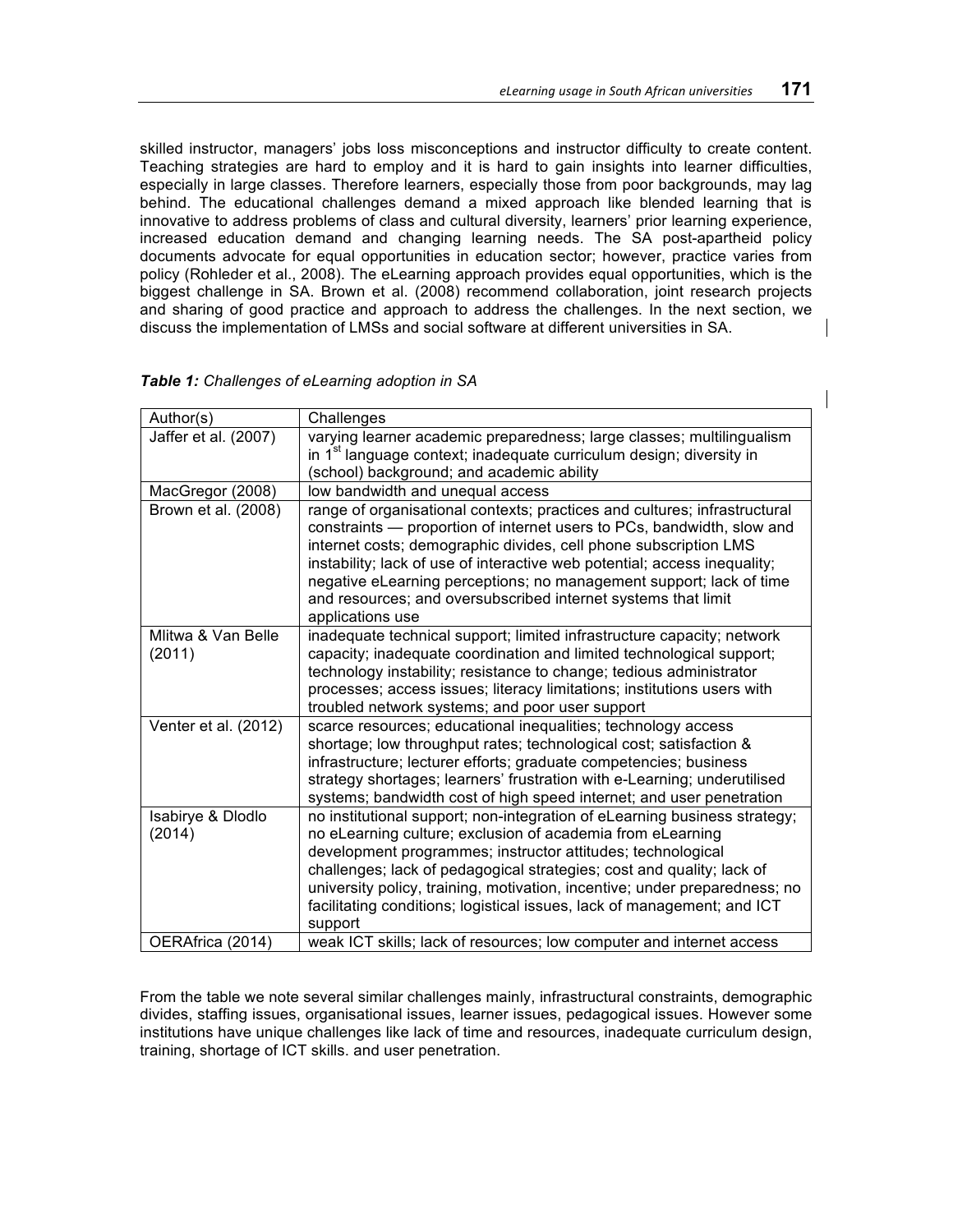skilled instructor, managers' jobs loss misconceptions and instructor difficulty to create content. Teaching strategies are hard to employ and it is hard to gain insights into learner difficulties, especially in large classes. Therefore learners, especially those from poor backgrounds, may lag behind. The educational challenges demand a mixed approach like blended learning that is innovative to address problems of class and cultural diversity, learners' prior learning experience, increased education demand and changing learning needs. The SA post-apartheid policy documents advocate for equal opportunities in education sector; however, practice varies from policy (Rohleder et al., 2008). The eLearning approach provides equal opportunities, which is the biggest challenge in SA. Brown et al. (2008) recommend collaboration, joint research projects and sharing of good practice and approach to address the challenges. In the next section, we discuss the implementation of LMSs and social software at different universities in SA.

***Table 1:*** *Challenges of eLearning adoption in SA*

| Author(s) | Challenges |
|---|---|
| Jaffer et al. (2007) | varying learner academic preparedness; large classes; multilingualism in 1st language context; inadequate curriculum design; diversity in (school) background; and academic ability |
| MacGregor (2008) | low bandwidth and unequal access |
| Brown et al. (2008) | range of organisational contexts; practices and cultures; infrastructural constraints — proportion of internet users to PCs, bandwidth, slow and internet costs; demographic divides, cell phone subscription LMS instability; lack of use of interactive web potential; access inequality; negative eLearning perceptions; no management support; lack of time and resources; and oversubscribed internet systems that limit applications use |
| Mlitwa & Van Belle (2011) | inadequate technical support; limited infrastructure capacity; network capacity; inadequate coordination and limited technological support; technology instability; resistance to change; tedious administrator processes; access issues; literacy limitations; institutions users with troubled network systems; and poor user support |
| Venter et al. (2012) | scarce resources; educational inequalities; technology access shortage; low throughput rates; technological cost; satisfaction & infrastructure; lecturer efforts; graduate competencies; business strategy shortages; learners' frustration with e-Learning; underutilised systems; bandwidth cost of high speed internet; and user penetration |
| Isabirye & Dlodlo (2014) | no institutional support; non-integration of eLearning business strategy; no eLearning culture; exclusion of academia from eLearning development programmes; instructor attitudes; technological challenges; lack of pedagogical strategies; cost and quality; lack of university policy, training, motivation, incentive; under preparedness; no facilitating conditions; logistical issues, lack of management; and ICT support |
| OERAfrica (2014) | weak ICT skills; lack of resources; low computer and internet access |

From the table we note several similar challenges mainly, infrastructural constraints, demographic divides, staffing issues, organisational issues, learner issues, pedagogical issues. However some institutions have unique challenges like lack of time and resources, inadequate curriculum design, training, shortage of ICT skills. and user penetration.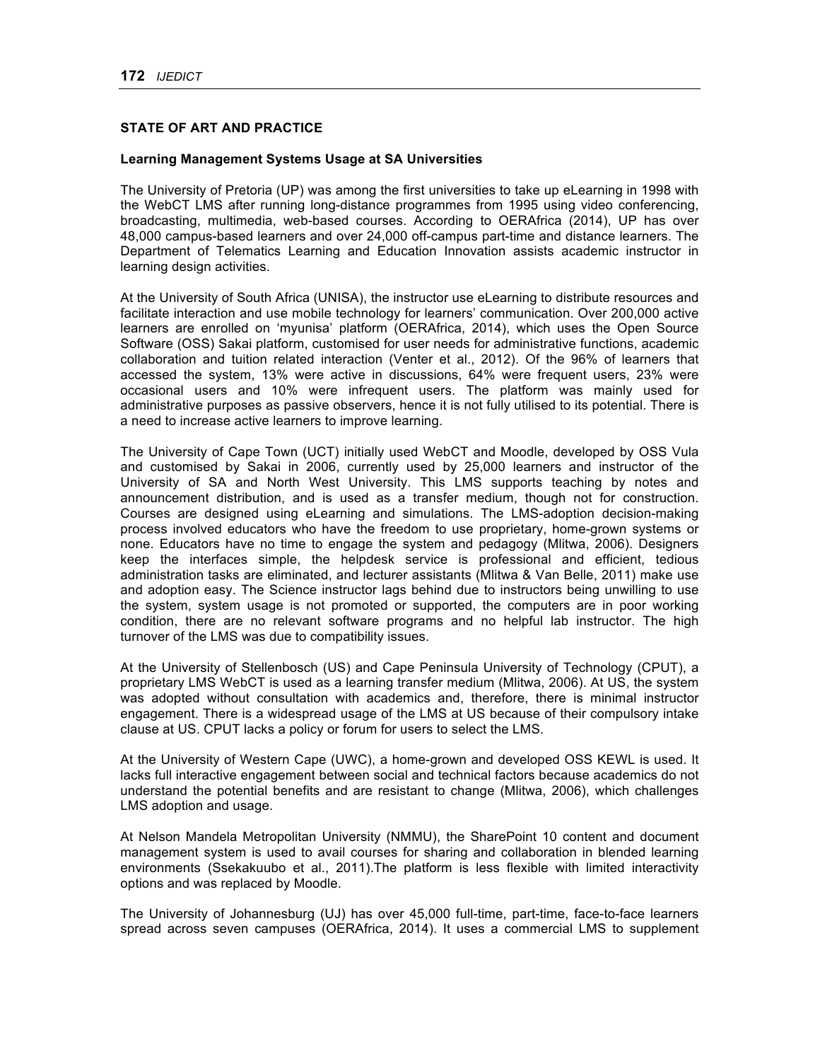## STATE OF ART AND PRACTICE

### Learning Management Systems Usage at SA Universities

The University of Pretoria (UP) was among the first universities to take up eLearning in 1998 with the WebCT LMS after running long-distance programmes from 1995 using video conferencing, broadcasting, multimedia, web-based courses. According to OERAfrica (2014), UP has over 48,000 campus-based learners and over 24,000 off-campus part-time and distance learners. The Department of Telematics Learning and Education Innovation assists academic instructor in learning design activities.

At the University of South Africa (UNISA), the instructor use eLearning to distribute resources and facilitate interaction and use mobile technology for learners' communication. Over 200,000 active learners are enrolled on 'myunisa' platform (OERAfrica, 2014), which uses the Open Source Software (OSS) Sakai platform, customised for user needs for administrative functions, academic collaboration and tuition related interaction (Venter et al., 2012). Of the 96% of learners that accessed the system, 13% were active in discussions, 64% were frequent users, 23% were occasional users and 10% were infrequent users. The platform was mainly used for administrative purposes as passive observers, hence it is not fully utilised to its potential. There is a need to increase active learners to improve learning.

The University of Cape Town (UCT) initially used WebCT and Moodle, developed by OSS Vula and customised by Sakai in 2006, currently used by 25,000 learners and instructor of the University of SA and North West University. This LMS supports teaching by notes and announcement distribution, and is used as a transfer medium, though not for construction. Courses are designed using eLearning and simulations. The LMS-adoption decision-making process involved educators who have the freedom to use proprietary, home-grown systems or none. Educators have no time to engage the system and pedagogy (Mlitwa, 2006). Designers keep the interfaces simple, the helpdesk service is professional and efficient, tedious administration tasks are eliminated, and lecturer assistants (Mlitwa & Van Belle, 2011) make use and adoption easy. The Science instructor lags behind due to instructors being unwilling to use the system, system usage is not promoted or supported, the computers are in poor working condition, there are no relevant software programs and no helpful lab instructor. The high turnover of the LMS was due to compatibility issues.

At the University of Stellenbosch (US) and Cape Peninsula University of Technology (CPUT), a proprietary LMS WebCT is used as a learning transfer medium (Mlitwa, 2006). At US, the system was adopted without consultation with academics and, therefore, there is minimal instructor engagement. There is a widespread usage of the LMS at US because of their compulsory intake clause at US. CPUT lacks a policy or forum for users to select the LMS.

At the University of Western Cape (UWC), a home-grown and developed OSS KEWL is used. It lacks full interactive engagement between social and technical factors because academics do not understand the potential benefits and are resistant to change (Mlitwa, 2006), which challenges LMS adoption and usage.

At Nelson Mandela Metropolitan University (NMMU), the SharePoint 10 content and document management system is used to avail courses for sharing and collaboration in blended learning environments (Ssekakuubo et al., 2011).The platform is less flexible with limited interactivity options and was replaced by Moodle.

The University of Johannesburg (UJ) has over 45,000 full-time, part-time, face-to-face learners spread across seven campuses (OERAfrica, 2014). It uses a commercial LMS to supplement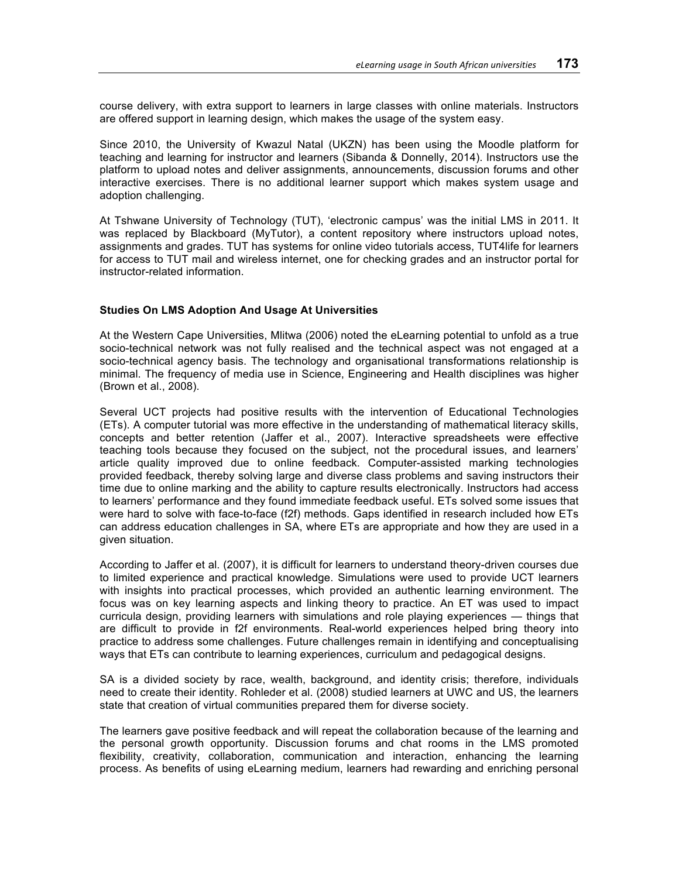course delivery, with extra support to learners in large classes with online materials. Instructors are offered support in learning design, which makes the usage of the system easy.

Since 2010, the University of Kwazul Natal (UKZN) has been using the Moodle platform for teaching and learning for instructor and learners (Sibanda & Donnelly, 2014). Instructors use the platform to upload notes and deliver assignments, announcements, discussion forums and other interactive exercises. There is no additional learner support which makes system usage and adoption challenging.

At Tshwane University of Technology (TUT), 'electronic campus' was the initial LMS in 2011. It was replaced by Blackboard (MyTutor), a content repository where instructors upload notes, assignments and grades. TUT has systems for online video tutorials access, TUT4life for learners for access to TUT mail and wireless internet, one for checking grades and an instructor portal for instructor-related information.

**Studies On LMS Adoption And Usage At Universities**

At the Western Cape Universities, Mlitwa (2006) noted the eLearning potential to unfold as a true socio-technical network was not fully realised and the technical aspect was not engaged at a socio-technical agency basis. The technology and organisational transformations relationship is minimal. The frequency of media use in Science, Engineering and Health disciplines was higher (Brown et al., 2008).

Several UCT projects had positive results with the intervention of Educational Technologies (ETs). A computer tutorial was more effective in the understanding of mathematical literacy skills, concepts and better retention (Jaffer et al., 2007). Interactive spreadsheets were effective teaching tools because they focused on the subject, not the procedural issues, and learners' article quality improved due to online feedback. Computer-assisted marking technologies provided feedback, thereby solving large and diverse class problems and saving instructors their time due to online marking and the ability to capture results electronically. Instructors had access to learners' performance and they found immediate feedback useful. ETs solved some issues that were hard to solve with face-to-face (f2f) methods. Gaps identified in research included how ETs can address education challenges in SA, where ETs are appropriate and how they are used in a given situation.

According to Jaffer et al. (2007), it is difficult for learners to understand theory-driven courses due to limited experience and practical knowledge. Simulations were used to provide UCT learners with insights into practical processes, which provided an authentic learning environment. The focus was on key learning aspects and linking theory to practice. An ET was used to impact curricula design, providing learners with simulations and role playing experiences — things that are difficult to provide in f2f environments. Real-world experiences helped bring theory into practice to address some challenges. Future challenges remain in identifying and conceptualising ways that ETs can contribute to learning experiences, curriculum and pedagogical designs.

SA is a divided society by race, wealth, background, and identity crisis; therefore, individuals need to create their identity. Rohleder et al. (2008) studied learners at UWC and US, the learners state that creation of virtual communities prepared them for diverse society.

The learners gave positive feedback and will repeat the collaboration because of the learning and the personal growth opportunity. Discussion forums and chat rooms in the LMS promoted flexibility, creativity, collaboration, communication and interaction, enhancing the learning process. As benefits of using eLearning medium, learners had rewarding and enriching personal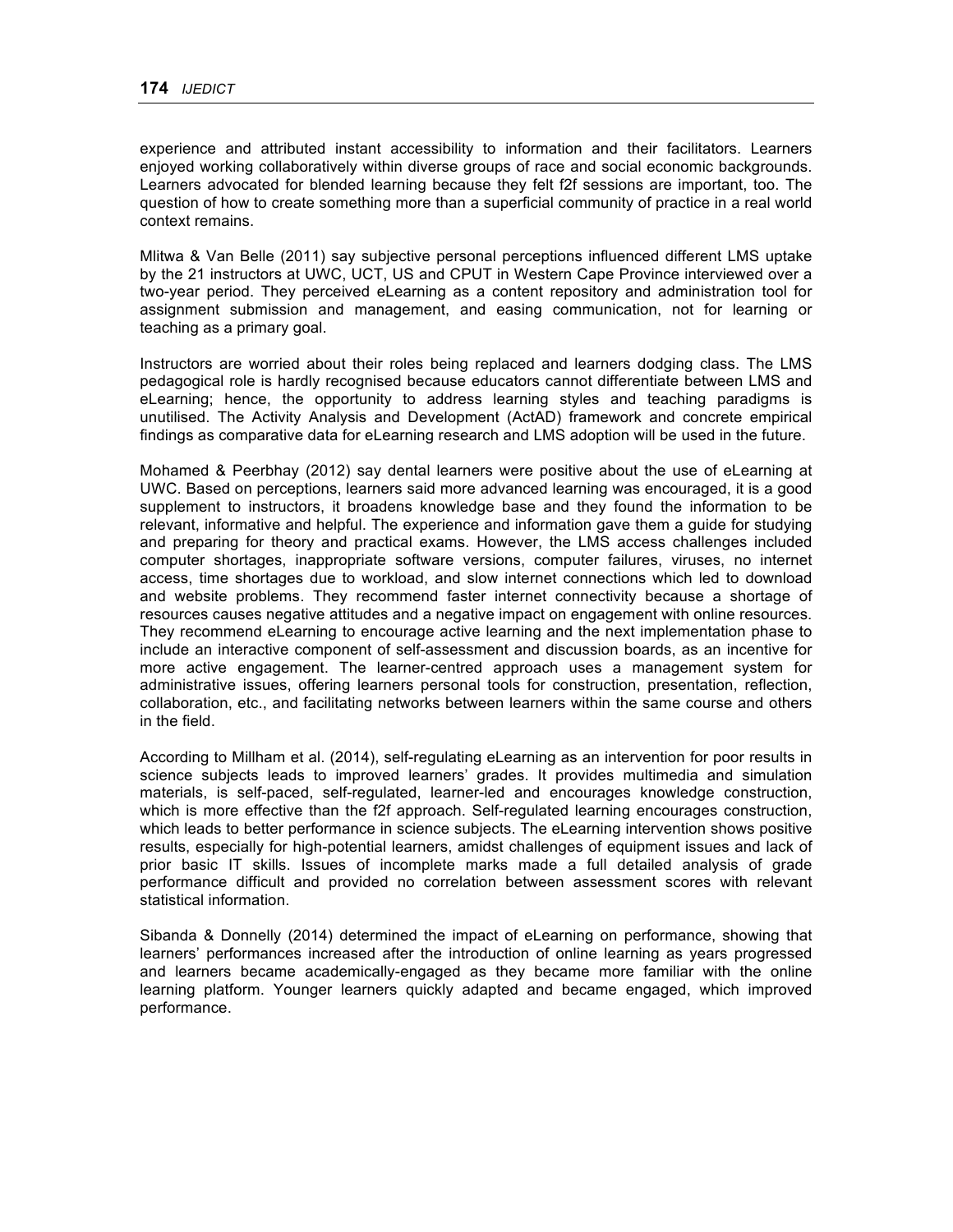experience and attributed instant accessibility to information and their facilitators. Learners enjoyed working collaboratively within diverse groups of race and social economic backgrounds. Learners advocated for blended learning because they felt f2f sessions are important, too. The question of how to create something more than a superficial community of practice in a real world context remains.

Mlitwa & Van Belle (2011) say subjective personal perceptions influenced different LMS uptake by the 21 instructors at UWC, UCT, US and CPUT in Western Cape Province interviewed over a two-year period. They perceived eLearning as a content repository and administration tool for assignment submission and management, and easing communication, not for learning or teaching as a primary goal.

Instructors are worried about their roles being replaced and learners dodging class. The LMS pedagogical role is hardly recognised because educators cannot differentiate between LMS and eLearning; hence, the opportunity to address learning styles and teaching paradigms is unutilised. The Activity Analysis and Development (ActAD) framework and concrete empirical findings as comparative data for eLearning research and LMS adoption will be used in the future.

Mohamed & Peerbhay (2012) say dental learners were positive about the use of eLearning at UWC. Based on perceptions, learners said more advanced learning was encouraged, it is a good supplement to instructors, it broadens knowledge base and they found the information to be relevant, informative and helpful. The experience and information gave them a guide for studying and preparing for theory and practical exams. However, the LMS access challenges included computer shortages, inappropriate software versions, computer failures, viruses, no internet access, time shortages due to workload, and slow internet connections which led to download and website problems. They recommend faster internet connectivity because a shortage of resources causes negative attitudes and a negative impact on engagement with online resources. They recommend eLearning to encourage active learning and the next implementation phase to include an interactive component of self-assessment and discussion boards, as an incentive for more active engagement. The learner-centred approach uses a management system for administrative issues, offering learners personal tools for construction, presentation, reflection, collaboration, etc., and facilitating networks between learners within the same course and others in the field.

According to Millham et al. (2014), self-regulating eLearning as an intervention for poor results in science subjects leads to improved learners' grades. It provides multimedia and simulation materials, is self-paced, self-regulated, learner-led and encourages knowledge construction, which is more effective than the f2f approach. Self-regulated learning encourages construction, which leads to better performance in science subjects. The eLearning intervention shows positive results, especially for high-potential learners, amidst challenges of equipment issues and lack of prior basic IT skills. Issues of incomplete marks made a full detailed analysis of grade performance difficult and provided no correlation between assessment scores with relevant statistical information.

Sibanda & Donnelly (2014) determined the impact of eLearning on performance, showing that learners' performances increased after the introduction of online learning as years progressed and learners became academically-engaged as they became more familiar with the online learning platform. Younger learners quickly adapted and became engaged, which improved performance.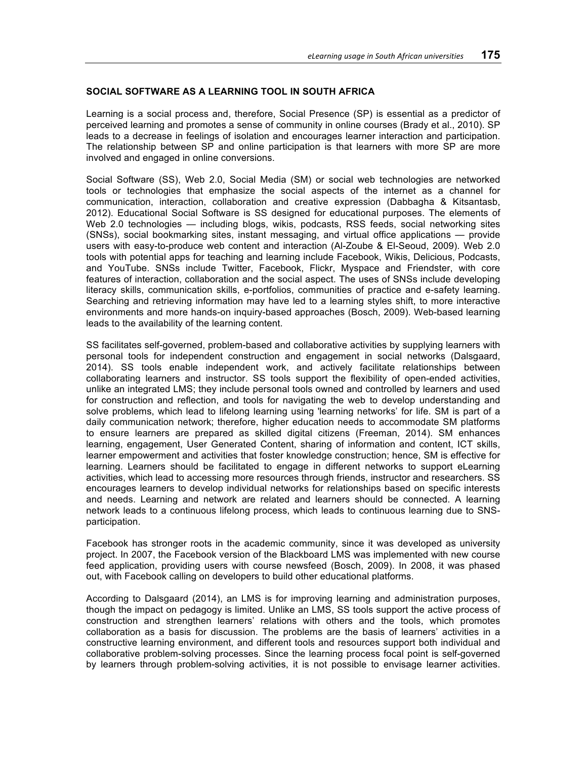### SOCIAL SOFTWARE AS A LEARNING TOOL IN SOUTH AFRICA

Learning is a social process and, therefore, Social Presence (SP) is essential as a predictor of perceived learning and promotes a sense of community in online courses (Brady et al., 2010). SP leads to a decrease in feelings of isolation and encourages learner interaction and participation. The relationship between SP and online participation is that learners with more SP are more involved and engaged in online conversions.

Social Software (SS), Web 2.0, Social Media (SM) or social web technologies are networked tools or technologies that emphasize the social aspects of the internet as a channel for communication, interaction, collaboration and creative expression (Dabbagha & Kitsantasb, 2012). Educational Social Software is SS designed for educational purposes. The elements of Web 2.0 technologies — including blogs, wikis, podcasts, RSS feeds, social networking sites (SNSs), social bookmarking sites, instant messaging, and virtual office applications — provide users with easy-to-produce web content and interaction (Al-Zoube & El-Seoud, 2009). Web 2.0 tools with potential apps for teaching and learning include Facebook, Wikis, Delicious, Podcasts, and YouTube. SNSs include Twitter, Facebook, Flickr, Myspace and Friendster, with core features of interaction, collaboration and the social aspect. The uses of SNSs include developing literacy skills, communication skills, e-portfolios, communities of practice and e-safety learning. Searching and retrieving information may have led to a learning styles shift, to more interactive environments and more hands-on inquiry-based approaches (Bosch, 2009). Web-based learning leads to the availability of the learning content.

SS facilitates self-governed, problem-based and collaborative activities by supplying learners with personal tools for independent construction and engagement in social networks (Dalsgaard, 2014). SS tools enable independent work, and actively facilitate relationships between collaborating learners and instructor. SS tools support the flexibility of open-ended activities, unlike an integrated LMS; they include personal tools owned and controlled by learners and used for construction and reflection, and tools for navigating the web to develop understanding and solve problems, which lead to lifelong learning using 'learning networks' for life. SM is part of a daily communication network; therefore, higher education needs to accommodate SM platforms to ensure learners are prepared as skilled digital citizens (Freeman, 2014). SM enhances learning, engagement, User Generated Content, sharing of information and content, ICT skills, learner empowerment and activities that foster knowledge construction; hence, SM is effective for learning. Learners should be facilitated to engage in different networks to support eLearning activities, which lead to accessing more resources through friends, instructor and researchers. SS encourages learners to develop individual networks for relationships based on specific interests and needs. Learning and network are related and learners should be connected. A learning network leads to a continuous lifelong process, which leads to continuous learning due to SNS-participation.

Facebook has stronger roots in the academic community, since it was developed as university project. In 2007, the Facebook version of the Blackboard LMS was implemented with new course feed application, providing users with course newsfeed (Bosch, 2009). In 2008, it was phased out, with Facebook calling on developers to build other educational platforms.

According to Dalsgaard (2014), an LMS is for improving learning and administration purposes, though the impact on pedagogy is limited. Unlike an LMS, SS tools support the active process of construction and strengthen learners' relations with others and the tools, which promotes collaboration as a basis for discussion. The problems are the basis of learners' activities in a constructive learning environment, and different tools and resources support both individual and collaborative problem-solving processes. Since the learning process focal point is self-governed by learners through problem-solving activities, it is not possible to envisage learner activities.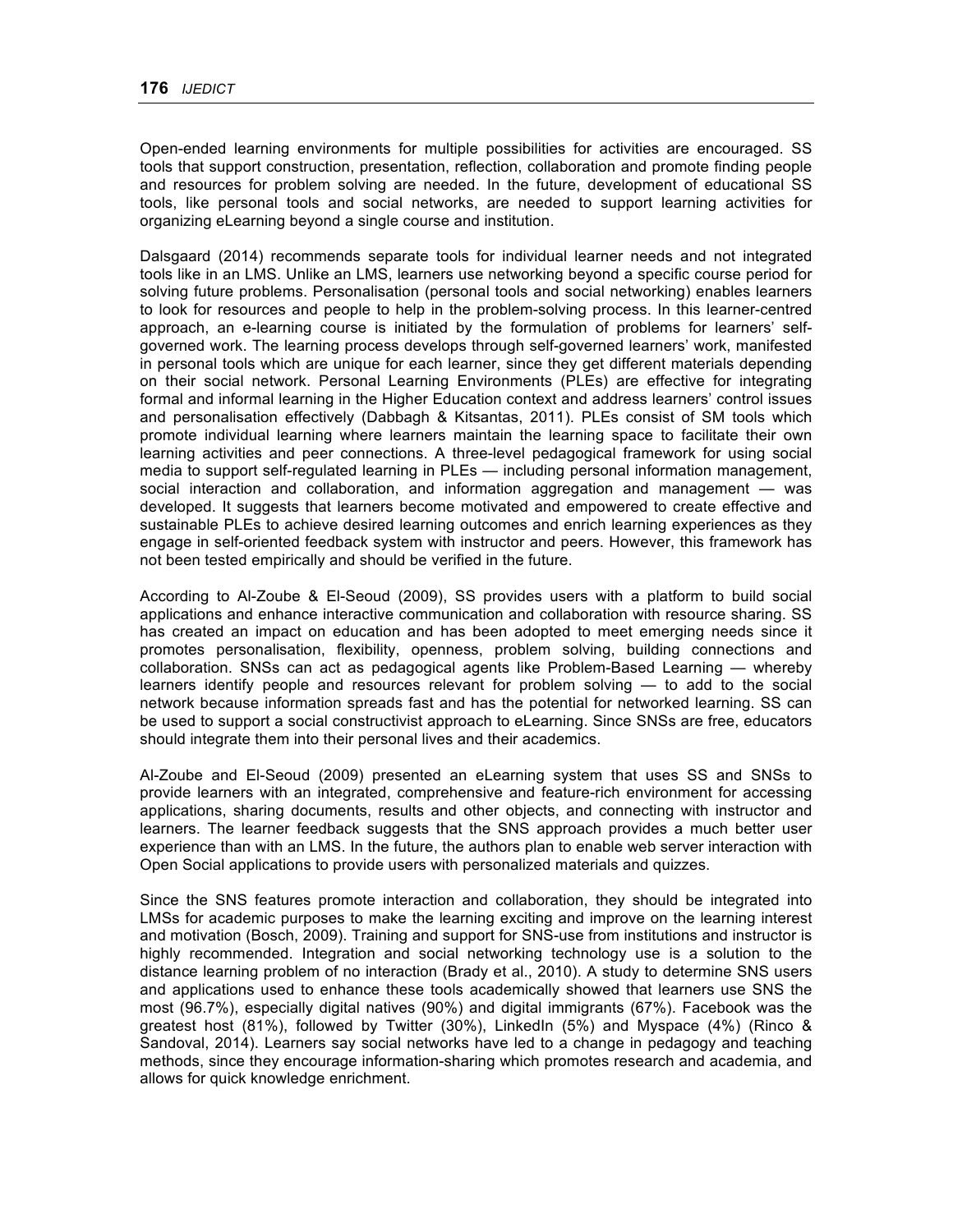Open-ended learning environments for multiple possibilities for activities are encouraged. SS tools that support construction, presentation, reflection, collaboration and promote finding people and resources for problem solving are needed. In the future, development of educational SS tools, like personal tools and social networks, are needed to support learning activities for organizing eLearning beyond a single course and institution.

Dalsgaard (2014) recommends separate tools for individual learner needs and not integrated tools like in an LMS. Unlike an LMS, learners use networking beyond a specific course period for solving future problems. Personalisation (personal tools and social networking) enables learners to look for resources and people to help in the problem-solving process. In this learner-centred approach, an e-learning course is initiated by the formulation of problems for learners' self-governed work. The learning process develops through self-governed learners' work, manifested in personal tools which are unique for each learner, since they get different materials depending on their social network. Personal Learning Environments (PLEs) are effective for integrating formal and informal learning in the Higher Education context and address learners' control issues and personalisation effectively (Dabbagh & Kitsantas, 2011). PLEs consist of SM tools which promote individual learning where learners maintain the learning space to facilitate their own learning activities and peer connections. A three-level pedagogical framework for using social media to support self-regulated learning in PLEs — including personal information management, social interaction and collaboration, and information aggregation and management — was developed. It suggests that learners become motivated and empowered to create effective and sustainable PLEs to achieve desired learning outcomes and enrich learning experiences as they engage in self-oriented feedback system with instructor and peers. However, this framework has not been tested empirically and should be verified in the future.

According to Al-Zoube & El-Seoud (2009), SS provides users with a platform to build social applications and enhance interactive communication and collaboration with resource sharing. SS has created an impact on education and has been adopted to meet emerging needs since it promotes personalisation, flexibility, openness, problem solving, building connections and collaboration. SNSs can act as pedagogical agents like Problem-Based Learning — whereby learners identify people and resources relevant for problem solving — to add to the social network because information spreads fast and has the potential for networked learning. SS can be used to support a social constructivist approach to eLearning. Since SNSs are free, educators should integrate them into their personal lives and their academics.

Al-Zoube and El-Seoud (2009) presented an eLearning system that uses SS and SNSs to provide learners with an integrated, comprehensive and feature-rich environment for accessing applications, sharing documents, results and other objects, and connecting with instructor and learners. The learner feedback suggests that the SNS approach provides a much better user experience than with an LMS. In the future, the authors plan to enable web server interaction with Open Social applications to provide users with personalized materials and quizzes.

Since the SNS features promote interaction and collaboration, they should be integrated into LMSs for academic purposes to make the learning exciting and improve on the learning interest and motivation (Bosch, 2009). Training and support for SNS-use from institutions and instructor is highly recommended. Integration and social networking technology use is a solution to the distance learning problem of no interaction (Brady et al., 2010). A study to determine SNS users and applications used to enhance these tools academically showed that learners use SNS the most (96.7%), especially digital natives (90%) and digital immigrants (67%). Facebook was the greatest host (81%), followed by Twitter (30%), LinkedIn (5%) and Myspace (4%) (Rinco & Sandoval, 2014). Learners say social networks have led to a change in pedagogy and teaching methods, since they encourage information-sharing which promotes research and academia, and allows for quick knowledge enrichment.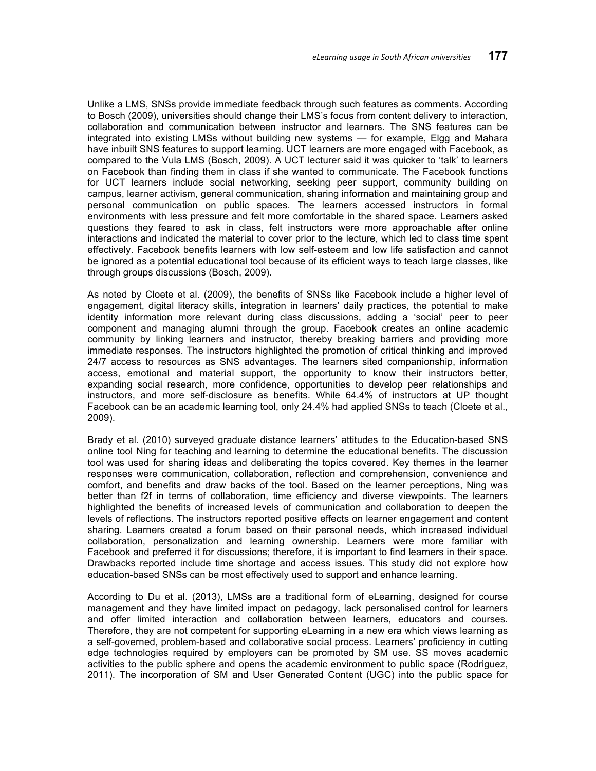Unlike a LMS, SNSs provide immediate feedback through such features as comments. According to Bosch (2009), universities should change their LMS's focus from content delivery to interaction, collaboration and communication between instructor and learners. The SNS features can be integrated into existing LMSs without building new systems — for example, Elgg and Mahara have inbuilt SNS features to support learning. UCT learners are more engaged with Facebook, as compared to the Vula LMS (Bosch, 2009). A UCT lecturer said it was quicker to 'talk' to learners on Facebook than finding them in class if she wanted to communicate. The Facebook functions for UCT learners include social networking, seeking peer support, community building on campus, learner activism, general communication, sharing information and maintaining group and personal communication on public spaces. The learners accessed instructors in formal environments with less pressure and felt more comfortable in the shared space. Learners asked questions they feared to ask in class, felt instructors were more approachable after online interactions and indicated the material to cover prior to the lecture, which led to class time spent effectively. Facebook benefits learners with low self-esteem and low life satisfaction and cannot be ignored as a potential educational tool because of its efficient ways to teach large classes, like through groups discussions (Bosch, 2009).

As noted by Cloete et al. (2009), the benefits of SNSs like Facebook include a higher level of engagement, digital literacy skills, integration in learners' daily practices, the potential to make identity information more relevant during class discussions, adding a 'social' peer to peer component and managing alumni through the group. Facebook creates an online academic community by linking learners and instructor, thereby breaking barriers and providing more immediate responses. The instructors highlighted the promotion of critical thinking and improved 24/7 access to resources as SNS advantages. The learners sited companionship, information access, emotional and material support, the opportunity to know their instructors better, expanding social research, more confidence, opportunities to develop peer relationships and instructors, and more self-disclosure as benefits. While 64.4% of instructors at UP thought Facebook can be an academic learning tool, only 24.4% had applied SNSs to teach (Cloete et al., 2009).

Brady et al. (2010) surveyed graduate distance learners' attitudes to the Education-based SNS online tool Ning for teaching and learning to determine the educational benefits. The discussion tool was used for sharing ideas and deliberating the topics covered. Key themes in the learner responses were communication, collaboration, reflection and comprehension, convenience and comfort, and benefits and draw backs of the tool. Based on the learner perceptions, Ning was better than f2f in terms of collaboration, time efficiency and diverse viewpoints. The learners highlighted the benefits of increased levels of communication and collaboration to deepen the levels of reflections. The instructors reported positive effects on learner engagement and content sharing. Learners created a forum based on their personal needs, which increased individual collaboration, personalization and learning ownership. Learners were more familiar with Facebook and preferred it for discussions; therefore, it is important to find learners in their space. Drawbacks reported include time shortage and access issues. This study did not explore how education-based SNSs can be most effectively used to support and enhance learning.

According to Du et al. (2013), LMSs are a traditional form of eLearning, designed for course management and they have limited impact on pedagogy, lack personalised control for learners and offer limited interaction and collaboration between learners, educators and courses. Therefore, they are not competent for supporting eLearning in a new era which views learning as a self-governed, problem-based and collaborative social process. Learners' proficiency in cutting edge technologies required by employers can be promoted by SM use. SS moves academic activities to the public sphere and opens the academic environment to public space (Rodriguez, 2011). The incorporation of SM and User Generated Content (UGC) into the public space for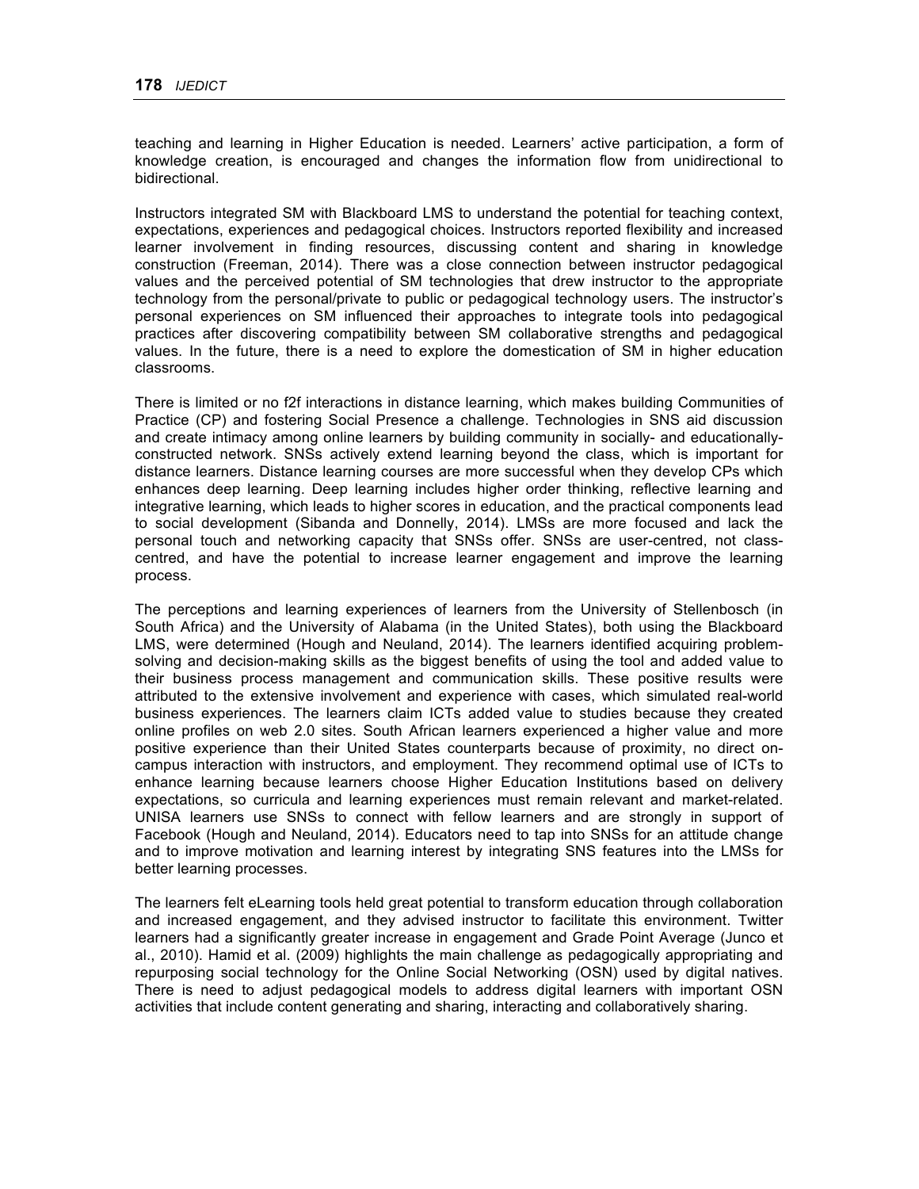teaching and learning in Higher Education is needed. Learners' active participation, a form of knowledge creation, is encouraged and changes the information flow from unidirectional to bidirectional.

Instructors integrated SM with Blackboard LMS to understand the potential for teaching context, expectations, experiences and pedagogical choices. Instructors reported flexibility and increased learner involvement in finding resources, discussing content and sharing in knowledge construction (Freeman, 2014). There was a close connection between instructor pedagogical values and the perceived potential of SM technologies that drew instructor to the appropriate technology from the personal/private to public or pedagogical technology users. The instructor's personal experiences on SM influenced their approaches to integrate tools into pedagogical practices after discovering compatibility between SM collaborative strengths and pedagogical values. In the future, there is a need to explore the domestication of SM in higher education classrooms.

There is limited or no f2f interactions in distance learning, which makes building Communities of Practice (CP) and fostering Social Presence a challenge. Technologies in SNS aid discussion and create intimacy among online learners by building community in socially- and educationally-constructed network. SNSs actively extend learning beyond the class, which is important for distance learners. Distance learning courses are more successful when they develop CPs which enhances deep learning. Deep learning includes higher order thinking, reflective learning and integrative learning, which leads to higher scores in education, and the practical components lead to social development (Sibanda and Donnelly, 2014). LMSs are more focused and lack the personal touch and networking capacity that SNSs offer. SNSs are user-centred, not class-centred, and have the potential to increase learner engagement and improve the learning process.

The perceptions and learning experiences of learners from the University of Stellenbosch (in South Africa) and the University of Alabama (in the United States), both using the Blackboard LMS, were determined (Hough and Neuland, 2014). The learners identified acquiring problem-solving and decision-making skills as the biggest benefits of using the tool and added value to their business process management and communication skills. These positive results were attributed to the extensive involvement and experience with cases, which simulated real-world business experiences. The learners claim ICTs added value to studies because they created online profiles on web 2.0 sites. South African learners experienced a higher value and more positive experience than their United States counterparts because of proximity, no direct on-campus interaction with instructors, and employment. They recommend optimal use of ICTs to enhance learning because learners choose Higher Education Institutions based on delivery expectations, so curricula and learning experiences must remain relevant and market-related. UNISA learners use SNSs to connect with fellow learners and are strongly in support of Facebook (Hough and Neuland, 2014). Educators need to tap into SNSs for an attitude change and to improve motivation and learning interest by integrating SNS features into the LMSs for better learning processes.

The learners felt eLearning tools held great potential to transform education through collaboration and increased engagement, and they advised instructor to facilitate this environment. Twitter learners had a significantly greater increase in engagement and Grade Point Average (Junco et al., 2010). Hamid et al. (2009) highlights the main challenge as pedagogically appropriating and repurposing social technology for the Online Social Networking (OSN) used by digital natives. There is need to adjust pedagogical models to address digital learners with important OSN activities that include content generating and sharing, interacting and collaboratively sharing.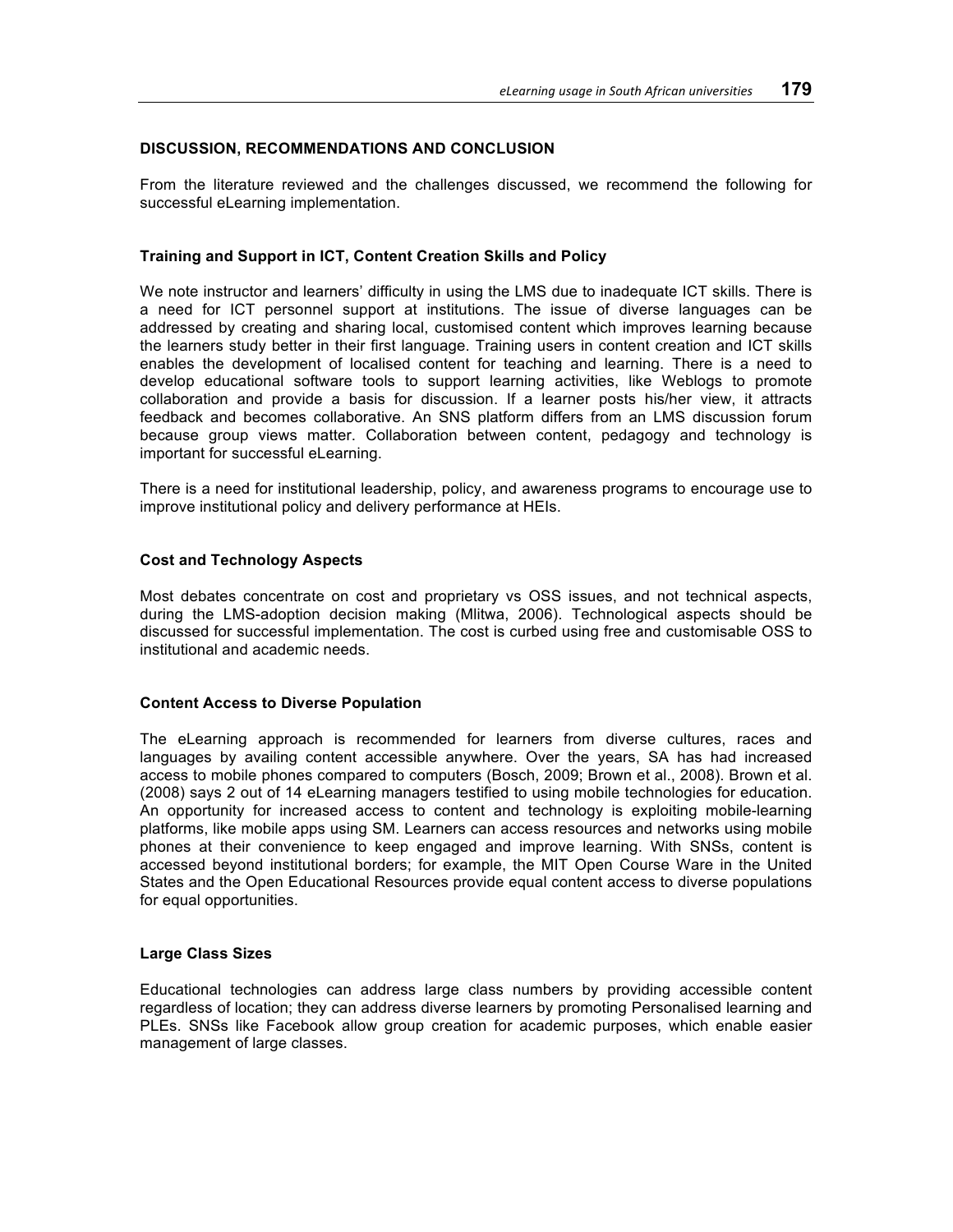## DISCUSSION, RECOMMENDATIONS AND CONCLUSION

From the literature reviewed and the challenges discussed, we recommend the following for successful eLearning implementation.

### Training and Support in ICT, Content Creation Skills and Policy

We note instructor and learners' difficulty in using the LMS due to inadequate ICT skills. There is a need for ICT personnel support at institutions. The issue of diverse languages can be addressed by creating and sharing local, customised content which improves learning because the learners study better in their first language. Training users in content creation and ICT skills enables the development of localised content for teaching and learning. There is a need to develop educational software tools to support learning activities, like Weblogs to promote collaboration and provide a basis for discussion. If a learner posts his/her view, it attracts feedback and becomes collaborative. An SNS platform differs from an LMS discussion forum because group views matter. Collaboration between content, pedagogy and technology is important for successful eLearning.

There is a need for institutional leadership, policy, and awareness programs to encourage use to improve institutional policy and delivery performance at HEIs.

### Cost and Technology Aspects

Most debates concentrate on cost and proprietary vs OSS issues, and not technical aspects, during the LMS-adoption decision making (Mlitwa, 2006). Technological aspects should be discussed for successful implementation. The cost is curbed using free and customisable OSS to institutional and academic needs.

### Content Access to Diverse Population

The eLearning approach is recommended for learners from diverse cultures, races and languages by availing content accessible anywhere. Over the years, SA has had increased access to mobile phones compared to computers (Bosch, 2009; Brown et al., 2008). Brown et al. (2008) says 2 out of 14 eLearning managers testified to using mobile technologies for education. An opportunity for increased access to content and technology is exploiting mobile-learning platforms, like mobile apps using SM. Learners can access resources and networks using mobile phones at their convenience to keep engaged and improve learning. With SNSs, content is accessed beyond institutional borders; for example, the MIT Open Course Ware in the United States and the Open Educational Resources provide equal content access to diverse populations for equal opportunities.

### Large Class Sizes

Educational technologies can address large class numbers by providing accessible content regardless of location; they can address diverse learners by promoting Personalised learning and PLEs. SNSs like Facebook allow group creation for academic purposes, which enable easier management of large classes.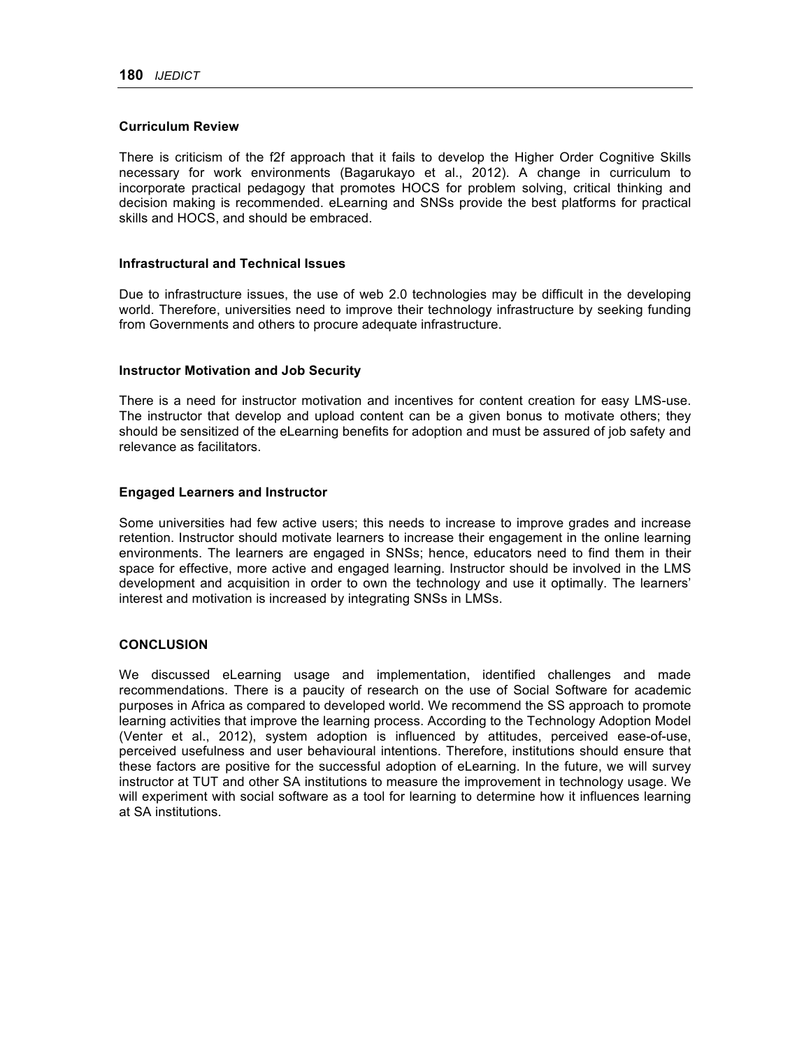### Curriculum Review

There is criticism of the f2f approach that it fails to develop the Higher Order Cognitive Skills necessary for work environments (Bagarukayo et al., 2012). A change in curriculum to incorporate practical pedagogy that promotes HOCS for problem solving, critical thinking and decision making is recommended. eLearning and SNSs provide the best platforms for practical skills and HOCS, and should be embraced.

### Infrastructural and Technical Issues

Due to infrastructure issues, the use of web 2.0 technologies may be difficult in the developing world. Therefore, universities need to improve their technology infrastructure by seeking funding from Governments and others to procure adequate infrastructure.

### Instructor Motivation and Job Security

There is a need for instructor motivation and incentives for content creation for easy LMS-use. The instructor that develop and upload content can be a given bonus to motivate others; they should be sensitized of the eLearning benefits for adoption and must be assured of job safety and relevance as facilitators.

### Engaged Learners and Instructor

Some universities had few active users; this needs to increase to improve grades and increase retention. Instructor should motivate learners to increase their engagement in the online learning environments. The learners are engaged in SNSs; hence, educators need to find them in their space for effective, more active and engaged learning. Instructor should be involved in the LMS development and acquisition in order to own the technology and use it optimally. The learners' interest and motivation is increased by integrating SNSs in LMSs.

## CONCLUSION

We discussed eLearning usage and implementation, identified challenges and made recommendations. There is a paucity of research on the use of Social Software for academic purposes in Africa as compared to developed world. We recommend the SS approach to promote learning activities that improve the learning process. According to the Technology Adoption Model (Venter et al., 2012), system adoption is influenced by attitudes, perceived ease-of-use, perceived usefulness and user behavioural intentions. Therefore, institutions should ensure that these factors are positive for the successful adoption of eLearning. In the future, we will survey instructor at TUT and other SA institutions to measure the improvement in technology usage. We will experiment with social software as a tool for learning to determine how it influences learning at SA institutions.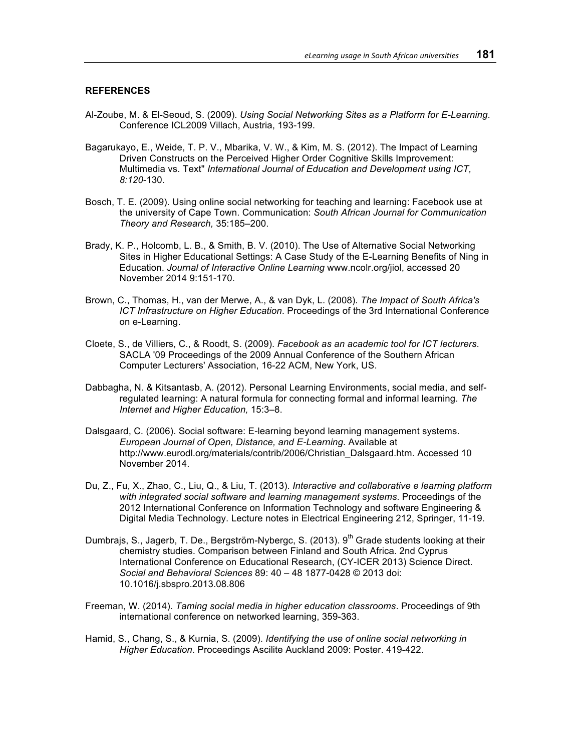### REFERENCES

Al-Zoube, M. & El-Seoud, S. (2009). *Using Social Networking Sites as a Platform for E-Learning*. Conference ICL2009 Villach, Austria, 193-199.

Bagarukayo, E., Weide, T. P. V., Mbarika, V. W., & Kim, M. S. (2012). The Impact of Learning Driven Constructs on the Perceived Higher Order Cognitive Skills Improvement: Multimedia vs. Text" *International Journal of Education and Development using ICT, 8:120*-130.

Bosch, T. E. (2009). Using online social networking for teaching and learning: Facebook use at the university of Cape Town. Communication: *South African Journal for Communication Theory and Research,* 35:185–200.

Brady, K. P., Holcomb, L. B., & Smith, B. V. (2010). The Use of Alternative Social Networking Sites in Higher Educational Settings: A Case Study of the E-Learning Benefits of Ning in Education. *Journal of Interactive Online Learning* www.ncolr.org/jiol, accessed 20 November 2014 9:151-170.

Brown, C., Thomas, H., van der Merwe, A., & van Dyk, L. (2008). *The Impact of South Africa's ICT Infrastructure on Higher Education*. Proceedings of the 3rd International Conference on e-Learning.

Cloete, S., de Villiers, C., & Roodt, S. (2009). *Facebook as an academic tool for ICT lecturers*. SACLA '09 Proceedings of the 2009 Annual Conference of the Southern African Computer Lecturers' Association, 16-22 ACM, New York, US.

Dabbagha, N. & Kitsantasb, A. (2012). Personal Learning Environments, social media, and self-regulated learning: A natural formula for connecting formal and informal learning. *The Internet and Higher Education,* 15:3–8.

Dalsgaard, C. (2006). Social software: E-learning beyond learning management systems. *European Journal of Open, Distance, and E-Learning*. Available at http://www.eurodl.org/materials/contrib/2006/Christian_Dalsgaard.htm. Accessed 10 November 2014.

Du, Z., Fu, X., Zhao, C., Liu, Q., & Liu, T. (2013). *Interactive and collaborative e learning platform with integrated social software and learning management systems*. Proceedings of the 2012 International Conference on Information Technology and software Engineering & Digital Media Technology. Lecture notes in Electrical Engineering 212, Springer, 11-19.

Dumbrajs, S., Jagerb, T. De., Bergström-Nybergc, S. (2013). 9th Grade students looking at their chemistry studies. Comparison between Finland and South Africa. 2nd Cyprus International Conference on Educational Research, (CY-ICER 2013) Science Direct. *Social and Behavioral Sciences* 89: 40 – 48 1877-0428 © 2013 doi: 10.1016/j.sbspro.2013.08.806

Freeman, W. (2014). *Taming social media in higher education classrooms*. Proceedings of 9th international conference on networked learning, 359-363.

Hamid, S., Chang, S., & Kurnia, S. (2009). *Identifying the use of online social networking in Higher Education*. Proceedings Ascilite Auckland 2009: Poster. 419-422.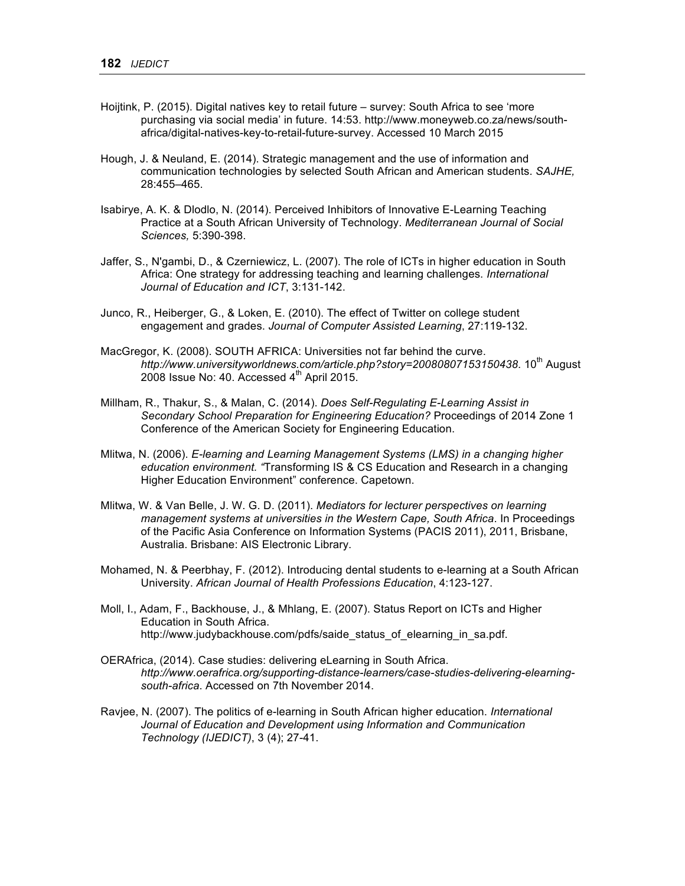Hoijtink, P. (2015). Digital natives key to retail future – survey: South Africa to see 'more purchasing via social media' in future. 14:53. http://www.moneyweb.co.za/news/south-africa/digital-natives-key-to-retail-future-survey. Accessed 10 March 2015

Hough, J. & Neuland, E. (2014). Strategic management and the use of information and communication technologies by selected South African and American students. *SAJHE,* 28:455–465.

Isabirye, A. K. & Dlodlo, N. (2014). Perceived Inhibitors of Innovative E-Learning Teaching Practice at a South African University of Technology. *Mediterranean Journal of Social Sciences,* 5:390-398.

Jaffer, S., N'gambi, D., & Czerniewicz, L. (2007). The role of ICTs in higher education in South Africa: One strategy for addressing teaching and learning challenges. *International Journal of Education and ICT*, 3:131-142.

Junco, R., Heiberger, G., & Loken, E. (2010). The effect of Twitter on college student engagement and grades. *Journal of Computer Assisted Learning*, 27:119-132.

MacGregor, K. (2008). SOUTH AFRICA: Universities not far behind the curve. *http://www.universityworldnews.com/article.php?story=20080807153150438*. 10th August 2008 Issue No: 40. Accessed 4th April 2015.

Millham, R., Thakur, S., & Malan, C. (2014). *Does Self-Regulating E-Learning Assist in Secondary School Preparation for Engineering Education?* Proceedings of 2014 Zone 1 Conference of the American Society for Engineering Education.

Mlitwa, N. (2006). *E-learning and Learning Management Systems (LMS) in a changing higher education environment. "*Transforming IS & CS Education and Research in a changing Higher Education Environment" conference. Capetown.

Mlitwa, W. & Van Belle, J. W. G. D. (2011). *Mediators for lecturer perspectives on learning management systems at universities in the Western Cape, South Africa*. In Proceedings of the Pacific Asia Conference on Information Systems (PACIS 2011), 2011, Brisbane, Australia. Brisbane: AIS Electronic Library.

Mohamed, N. & Peerbhay, F. (2012). Introducing dental students to e-learning at a South African University. *African Journal of Health Professions Education*, 4:123-127.

Moll, I., Adam, F., Backhouse, J., & Mhlang, E. (2007). Status Report on ICTs and Higher Education in South Africa. http://www.judybackhouse.com/pdfs/saide_status_of_elearning_in_sa.pdf.

OERAfrica, (2014). Case studies: delivering eLearning in South Africa. *http://www.oerafrica.org/supporting-distance-learners/case-studies-delivering-elearning-south-africa*. Accessed on 7th November 2014.

Ravjee, N. (2007). The politics of e-learning in South African higher education. *International Journal of Education and Development using Information and Communication Technology (IJEDICT)*, 3 (4); 27-41.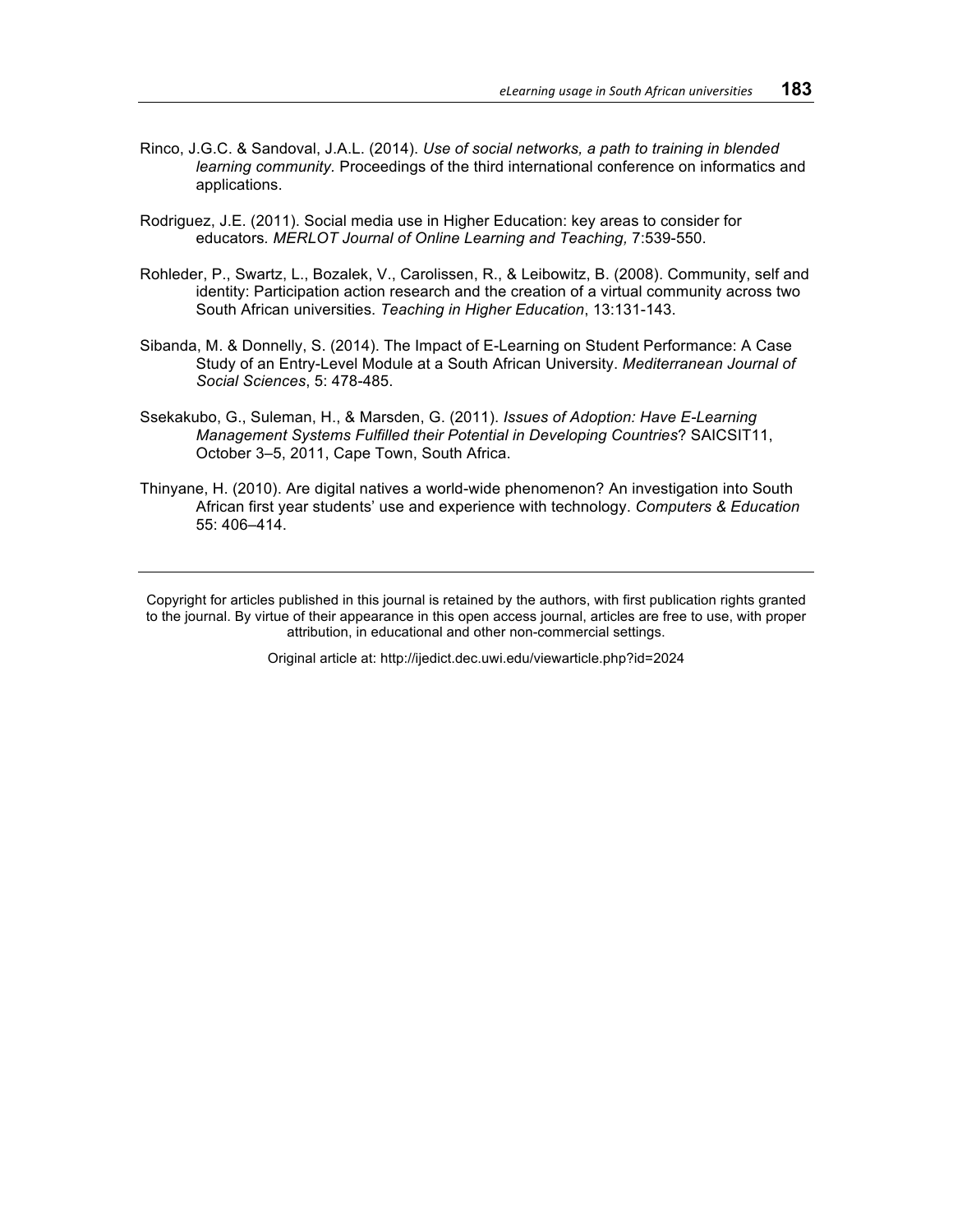Rinco, J.G.C. & Sandoval, J.A.L. (2014). *Use of social networks, a path to training in blended learning community.* Proceedings of the third international conference on informatics and applications.

Rodriguez, J.E. (2011). Social media use in Higher Education: key areas to consider for educators. *MERLOT Journal of Online Learning and Teaching,* 7:539-550.

Rohleder, P., Swartz, L., Bozalek, V., Carolissen, R., & Leibowitz, B. (2008). Community, self and identity: Participation action research and the creation of a virtual community across two South African universities. *Teaching in Higher Education*, 13:131-143.

Sibanda, M. & Donnelly, S. (2014). The Impact of E-Learning on Student Performance: A Case Study of an Entry-Level Module at a South African University. *Mediterranean Journal of Social Sciences*, 5: 478-485.

Ssekakubo, G., Suleman, H., & Marsden, G. (2011). *Issues of Adoption: Have E-Learning Management Systems Fulfilled their Potential in Developing Countries*? SAICSIT11, October 3–5, 2011, Cape Town, South Africa.

Thinyane, H. (2010). Are digital natives a world-wide phenomenon? An investigation into South African first year students' use and experience with technology. *Computers & Education* 55: 406–414.

---

Copyright for articles published in this journal is retained by the authors, with first publication rights granted to the journal. By virtue of their appearance in this open access journal, articles are free to use, with proper attribution, in educational and other non-commercial settings.

Original article at: http://ijedict.dec.uwi.edu/viewarticle.php?id=2024